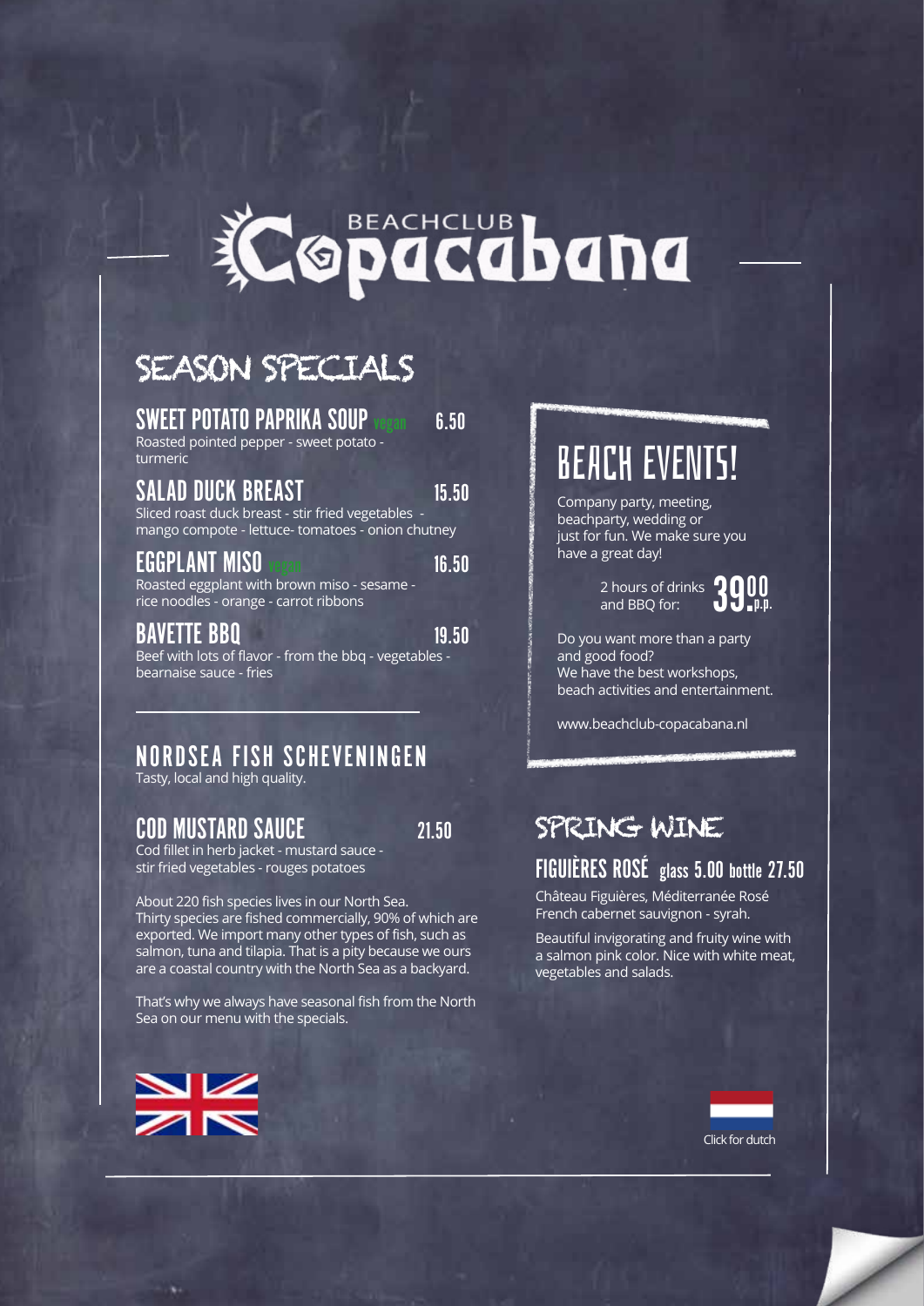# BEACHCLUB Copacabana

## SEASON SPECIALS

### SWEET POTATO PAPRIKA SOUP vegan 6.50
Roasted pointed pepper - sweet potato - turmeric

### SALAD DUCK BREAST 15.50
Sliced roast duck breast - stir fried vegetables - mango compote - lettuce- tomatoes - onion chutney

### EGGPLANT MISO vegan 16.50
Roasted eggplant with brown miso - sesame - rice noodles - orange - carrot ribbons

### BAVETTE BBQ 19.50
Beef with lots of flavor - from the bbq - vegetables - bearnaise sauce - fries

## NORDSEA FISH SCHEVENINGEN
Tasty, local and high quality.

### COD MUSTARD SAUCE 21.50
Cod fillet in herb jacket - mustard sauce - stir fried vegetables - rouges potatoes

About 220 fish species lives in our North Sea. Thirty species are fished commercially, 90% of which are exported. We import many other types of fish, such as salmon, tuna and tilapia. That is a pity because we ours are a coastal country with the North Sea as a backyard.

That's why we always have seasonal fish from the North Sea on our menu with the specials.

## BEACH EVENTS!

Company party, meeting, beachparty, wedding or just for fun. We make sure you have a great day!

2 hours of drinks and BBQ for: 39.00 p.p.

Do you want more than a party and good food?
We have the best workshops, beach activities and entertainment.

www.beachclub-copacabana.nl

## SPRING WINE

### FIGUIÈRES ROSÉ glass 5.00 bottle 27.50
Château Figuières, Méditerranée Rosé French cabernet sauvignon - syrah.

Beautiful invigorating and fruity wine with a salmon pink color. Nice with white meat, vegetables and salads.

Click for dutch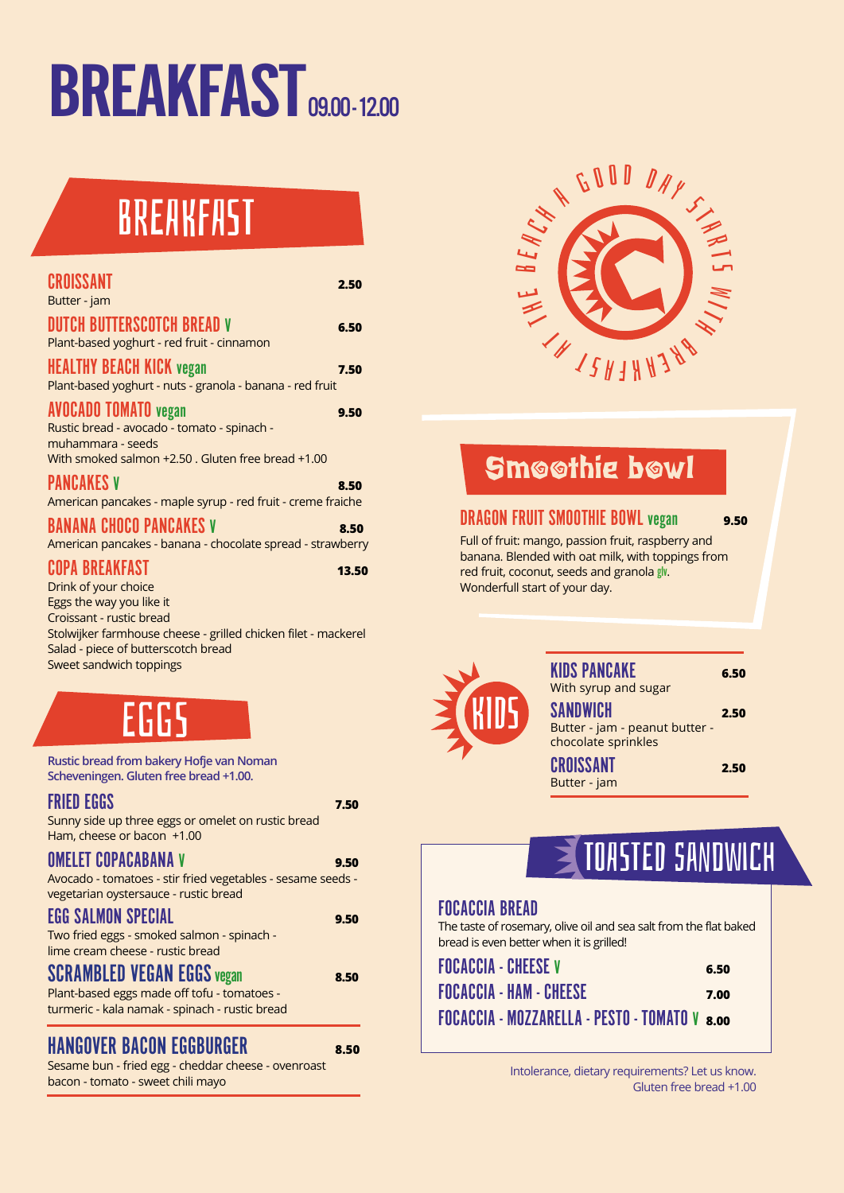# BREAKFAST 09.00 - 12.00

## BREAKFAST

**CROISSANT** 2.50
Butter - jam

**DUTCH BUTTERSCOTCH BREAD V** 6.50
Plant-based yoghurt - red fruit - cinnamon

**HEALTHY BEACH KICK vegan** 7.50
Plant-based yoghurt - nuts - granola - banana - red fruit

**AVOCADO TOMATO vegan** 9.50
Rustic bread - avocado - tomato - spinach - muhammara - seeds
With smoked salmon +2.50 . Gluten free bread +1.00

**PANCAKES V** 8.50
American pancakes - maple syrup - red fruit - creme fraiche

**BANANA CHOCO PANCAKES V** 8.50
American pancakes - banana - chocolate spread - strawberry

**COPA BREAKFAST** 13.50
Drink of your choice
Eggs the way you like it
Croissant - rustic bread
Stolwijker farmhouse cheese - grilled chicken filet - mackerel
Salad - piece of butterscotch bread
Sweet sandwich toppings

## EGGS

Rustic bread from bakery Hofje van Noman Scheveningen. Gluten free bread +1.00.

**FRIED EGGS** 7.50
Sunny side up three eggs or omelet on rustic bread
Ham, cheese or bacon +1.00

**OMELET COPACABANA V** 9.50
Avocado - tomatoes - stir fried vegetables - sesame seeds - vegetarian oystersauce - rustic bread

**EGG SALMON SPECIAL** 9.50
Two fried eggs - smoked salmon - spinach - lime cream cheese - rustic bread

**SCRAMBLED VEGAN EGGS vegan** 8.50
Plant-based eggs made off tofu - tomatoes - turmeric - kala namak - spinach - rustic bread

**HANGOVER BACON EGGBURGER** 8.50
Sesame bun - fried egg - cheddar cheese - ovenroast bacon - tomato - sweet chili mayo

THE BEACH A GOOD DAY STARTS WITH BREAKFAST AT

## Smoothie bowl

**DRAGON FRUIT SMOOTHIE BOWL vegan** 9.50
Full of fruit: mango, passion fruit, raspberry and banana. Blended with oat milk, with toppings from red fruit, coconut, seeds and granola glv.
Wonderfull start of your day.

## KIDS

**KIDS PANCAKE** 6.50
With syrup and sugar

**SANDWICH** 2.50
Butter - jam - peanut butter - chocolate sprinkles

**CROISSANT** 2.50
Butter - jam

## TOASTED SANDWICH

**FOCACCIA BREAD**
The taste of rosemary, olive oil and sea salt from the flat baked bread is even better when it is grilled!

**FOCACCIA - CHEESE V** 6.50

**FOCACCIA - HAM - CHEESE** 7.00

**FOCACCIA - MOZZARELLA - PESTO - TOMATO V** 8.00

Intolerance, dietary requirements? Let us know.
Gluten free bread +1.00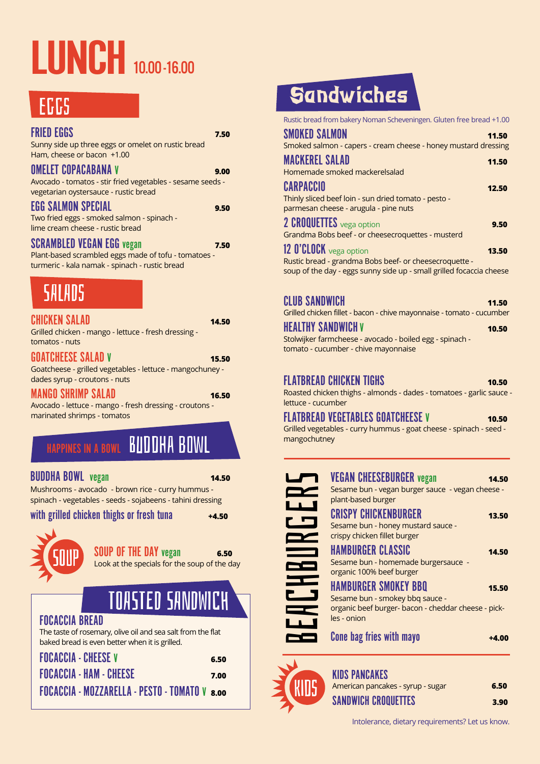# LUNCH 10.00-16.00

## EGGS

### FRIED EGGS — 7.50
Sunny side up three eggs or omelet on rustic bread
Ham, cheese or bacon +1.00

### OMELET COPACABANA V — 9.00
Avocado - tomatos - stir fried vegetables - sesame seeds - vegetarian oystersauce - rustic bread

### EGG SALMON SPECIAL — 9.50
Two fried eggs - smoked salmon - spinach - lime cream cheese - rustic bread

### SCRAMBLED VEGAN EGG vegan — 7.50
Plant-based scrambled eggs made of tofu - tomatoes - turmeric - kala namak - spinach - rustic bread

## SALADS

### CHICKEN SALAD — 14.50
Grilled chicken - mango - lettuce - fresh dressing - tomatos - nuts

### GOATCHEESE SALAD V — 15.50
Goatcheese - grilled vegetables - lettuce - mangochuney - dades syrup - croutons - nuts

### MANGO SHRIMP SALAD — 16.50
Avocado - lettuce - mango - fresh dressing - croutons - marinated shrimps - tomatos

## HAPPINES IN A BOWL BUDDHA BOWL

### BUDDHA BOWL vegan — 14.50
Mushrooms - avocado - brown rice - curry hummus - spinach - vegetables - seeds - sojabeens - tahini dressing

with grilled chicken thighs or fresh tuna — +4.50

## SOUP

### SOUP OF THE DAY vegan — 6.50
Look at the specials for the soup of the day

## TOASTED SANDWICH

### FOCACCIA BREAD
The taste of rosemary, olive oil and sea salt from the flat baked bread is even better when it is grilled.

- FOCACCIA - CHEESE V — 6.50
- FOCACCIA - HAM - CHEESE — 7.00
- FOCACCIA - MOZZARELLA - PESTO - TOMATO V — 8.00

## Sandwiches

Rustic bread from bakery Noman Scheveningen. Gluten free bread +1.00

### SMOKED SALMON — 11.50
Smoked salmon - capers - cream cheese - honey mustard dressing

### MACKEREL SALAD — 11.50
Homemade smoked mackerelsalad

### CARPACCIO — 12.50
Thinly sliced beef loin - sun dried tomato - pesto - parmesan cheese - arugula - pine nuts

### 2 CROQUETTES vega option — 9.50
Grandma Bobs beef - or cheesecroquettes - musterd

### 12 O'CLOCK vega option — 13.50
Rustic bread - grandma Bobs beef- or cheesecroquette - soup of the day - eggs sunny side up - small grilled focaccia cheese

### CLUB SANDWICH — 11.50
Grilled chicken fillet - bacon - chive mayonnaise - tomato - cucumber

### HEALTHY SANDWICH V — 10.50
Stolwijker farmcheese - avocado - boiled egg - spinach - tomato - cucumber - chive mayonnaise

### FLATBREAD CHICKEN TIGHS — 10.50
Roasted chicken thighs - almonds - dades - tomatoes - garlic sauce - lettuce - cucumber

### FLATBREAD VEGETABLES GOATCHEESE V — 10.50
Grilled vegetables - curry hummus - goat cheese - spinach - seed - mangochutney

## BEACHBURGERS

### VEGAN CHEESEBURGER vegan — 14.50
Sesame bun - vegan burger sauce - vegan cheese - plant-based burger

### CRISPY CHICKENBURGER — 13.50
Sesame bun - honey mustard sauce - crispy chicken fillet burger

### HAMBURGER CLASSIC — 14.50
Sesame bun - homemade burgersauce - organic 100% beef burger

### HAMBURGER SMOKEY BBQ — 15.50
Sesame bun - smokey bbq sauce - organic beef burger- bacon - cheddar cheese - pick-les - onion

Cone bag fries with mayo — +4.00

## KIDS

### KIDS PANCAKES — 6.50
American pancakes - syrup - sugar

### SANDWICH CROQUETTES — 3.90

Intolerance, dietary requirements? Let us know.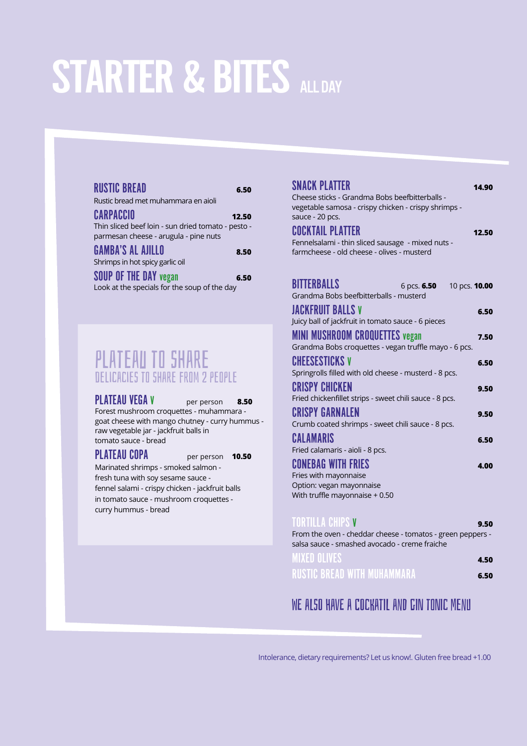# STARTER & BITES ALL DAY

### RUSTIC BREAD **6.50**
Rustic bread met muhammara en aioli

### CARPACCIO **12.50**
Thin sliced beef loin - sun dried tomato - pesto - parmesan cheese - arugula - pine nuts

### GAMBA'S AL AJILLO **8.50**
Shrimps in hot spicy garlic oil

### SOUP OF THE DAY vegan **6.50**
Look at the specials for the soup of the day

## PLATEAU TO SHARE
DELICACIES TO SHARE FROM 2 PEOPLE

### PLATEAU VEGA V per person **8.50**
Forest mushroom croquettes - muhammara - goat cheese with mango chutney - curry hummus - raw vegetable jar - jackfruit balls in tomato sauce - bread

### PLATEAU COPA per person **10.50**
Marinated shrimps - smoked salmon - fresh tuna with soy sesame sauce - fennel salami - crispy chicken - jackfruit balls in tomato sauce - mushroom croquettes - curry hummus - bread

### SNACK PLATTER **14.90**
Cheese sticks - Grandma Bobs beefbitterballs - vegetable samosa - crispy chicken - crispy shrimps - sauce - 20 pcs.

### COCKTAIL PLATTER **12.50**
Fennelsalami - thin sliced sausage - mixed nuts - farmcheese - old cheese - olives - musterd

### BITTERBALLS 6 pcs. **6.50** 10 pcs. **10.00**
Grandma Bobs beefbitterballs - musterd

### JACKFRUIT BALLS V **6.50**
Juicy ball of jackfruit in tomato sauce - 6 pieces

### MINI MUSHROOM CROQUETTES vegan **7.50**
Grandma Bobs croquettes - vegan truffle mayo - 6 pcs.

### CHEESESTICKS V **6.50**
Springrolls filled with old cheese - musterd - 8 pcs.

### CRISPY CHICKEN **9.50**
Fried chickenfillet strips - sweet chili sauce - 8 pcs.

### CRISPY GARNALEN **9.50**
Crumb coated shrimps - sweet chili sauce - 8 pcs.

### CALAMARIS **6.50**
Fried calamaris - aioli - 8 pcs.

### CONEBAG WITH FRIES **4.00**
Fries with mayonnaise
Option: vegan mayonnaise
With truffle mayonnaise + 0.50

### TORTILLA CHIPS V **9.50**
From the oven - cheddar cheese - tomatos - green peppers - salsa sauce - smashed avocado - creme fraiche

### MIXED OLIVES **4.50**

### RUSTIC BREAD WITH MUHAMMARA **6.50**

## WE ALSO HAVE A COCKATIL AND GIN TONIC MENU

Intolerance, dietary requirements? Let us know!. Gluten free bread +1.00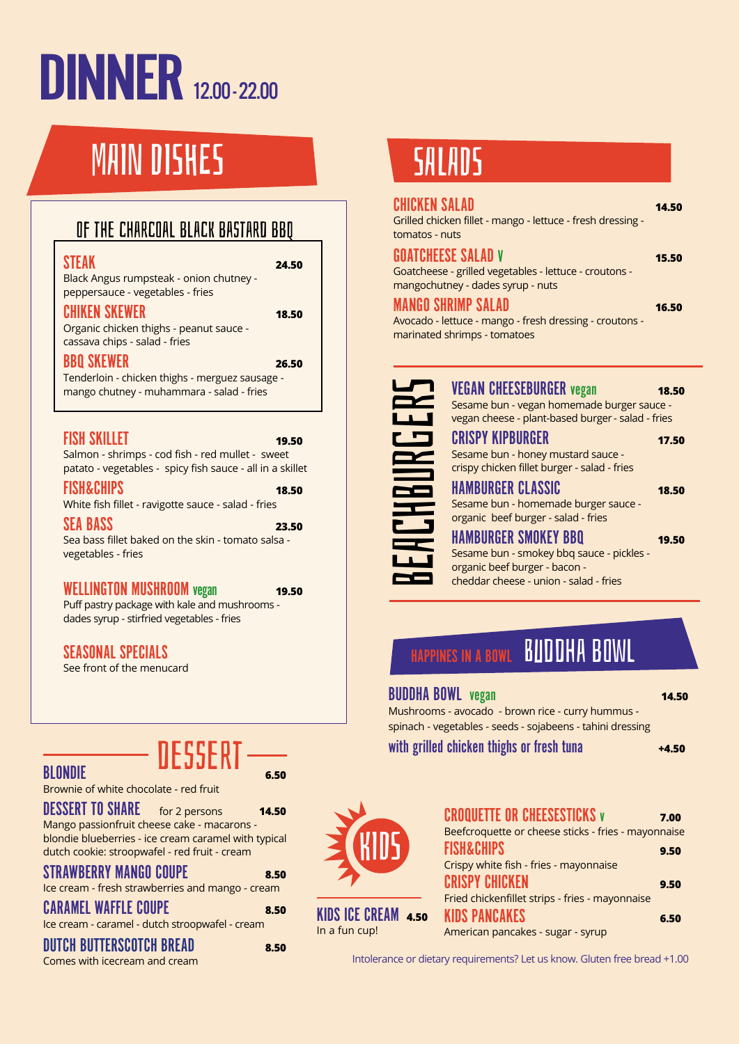# DINNER 12.00 - 22.00

## MAIN DISHES

### OF THE CHARCOAL BLACK BASTARD BBQ

**STEAK** 24.50
Black Angus rumpsteak - onion chutney - peppersauce - vegetables - fries

**CHIKEN SKEWER** 18.50
Organic chicken thighs - peanut sauce - cassava chips - salad - fries

**BBQ SKEWER** 26.50
Tenderloin - chicken thighs - merguez sausage - mango chutney - muhammara - salad - fries

**FISH SKILLET** 19.50
Salmon - shrimps - cod fish - red mullet - sweet patato - vegetables - spicy fish sauce - all in a skillet

**FISH&CHIPS** 18.50
White fish fillet - ravigotte sauce - salad - fries

**SEA BASS** 23.50
Sea bass fillet baked on the skin - tomato salsa - vegetables - fries

**WELLINGTON MUSHROOM** vegan 19.50
Puff pastry package with kale and mushrooms - dades syrup - stirfried vegetables - fries

**SEASONAL SPECIALS**
See front of the menucard

## SALADS

**CHICKEN SALAD** 14.50
Grilled chicken fillet - mango - lettuce - fresh dressing - tomatos - nuts

**GOATCHEESE SALAD** V 15.50
Goatcheese - grilled vegetables - lettuce - croutons - mangochutney - dades syrup - nuts

**MANGO SHRIMP SALAD** 16.50
Avocado - lettuce - mango - fresh dressing - croutons - marinated shrimps - tomatoes

## BEACHBURGERS

**VEGAN CHEESEBURGER** vegan 18.50
Sesame bun - vegan homemade burger sauce - vegan cheese - plant-based burger - salad - fries

**CRISPY KIPBURGER** 17.50
Sesame bun - honey mustard sauce - crispy chicken fillet burger - salad - fries

**HAMBURGER CLASSIC** 18.50
Sesame bun - homemade burger sauce - organic beef burger - salad - fries

**HAMBURGER SMOKEY BBQ** 19.50
Sesame bun - smokey bbq sauce - pickles - organic beef burger - bacon - cheddar cheese - union - salad - fries

## HAPPINES IN A BOWL BUDDHA BOWL

**BUDDHA BOWL** vegan 14.50
Mushrooms - avocado - brown rice - curry hummus - spinach - vegetables - seeds - sojabeens - tahini dressing

**with grilled chicken thighs or fresh tuna** +4.50

## DESSERT

**BLONDIE** 6.50
Brownie of white chocolate - red fruit

**DESSERT TO SHARE** for 2 persons 14.50
Mango passionfruit cheese cake - macarons - blondie blueberries - ice cream caramel with typical dutch cookie: stroopwafel - red fruit - cream

**STRAWBERRY MANGO COUPE** 8.50
Ice cream - fresh strawberries and mango - cream

**CARAMEL WAFFLE COUPE** 8.50
Ice cream - caramel - dutch stroopwafel - cream

**DUTCH BUTTERSCOTCH BREAD** 8.50
Comes with icecream and cream

## KIDS

**KIDS ICE CREAM** 4.50
In a fun cup!

**CROQUETTE OR CHEESESTICKS** V 7.00
Beefcroquette or cheese sticks - fries - mayonnaise

**FISH&CHIPS** 9.50
Crispy white fish - fries - mayonnaise

**CRISPY CHICKEN** 9.50
Fried chickenfillet strips - fries - mayonnaise

**KIDS PANCAKES** 6.50
American pancakes - sugar - syrup

Intolerance or dietary requirements? Let us know. Gluten free bread +1.00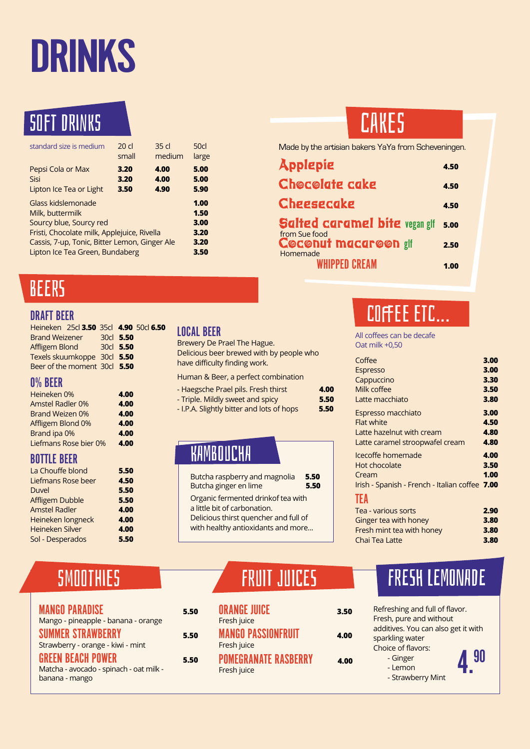# DRINKS

## SOFT DRINKS

| standard size is medium | 20 cl small | 35 cl medium | 50cl large |
|---|---|---|---|
| Pepsi Cola or Max | **3.20** | **4.00** | **5.00** |
| Sisi | **3.20** | **4.00** | **5.00** |
| Lipton Ice Tea or Light | **3.50** | **4.90** | **5.90** |

| | |
|---|---|
| Glass kidslemonade | **1.00** |
| Milk, buttermilk | **1.50** |
| Sourcy blue, Sourcy red | **3.00** |
| Fristi, Chocolate milk, Applejuice, Rivella | **3.20** |
| Cassis, 7-up, Tonic, Bitter Lemon, Ginger Ale | **3.20** |
| Lipton Ice Tea Green, Bundaberg | **3.50** |

## CAKES

Made by the artisian bakers YaYa from Scheveningen.

| | |
|---|---|
| Applepie | **4.50** |
| Chocolate cake | **4.50** |
| Cheesecake | **4.50** |
| Salted caramel bite vegan glf (from Sue food) | **5.00** |
| Coconut macaroon glf (Homemade) | **2.50** |
| WHIPPED CREAM | **1.00** |

## BEERS

### DRAFT BEER

Heineken 25cl **3.50** 35cl **4.90** 50cl **6.50**

| | | |
|---|---|---|
| Brand Weizener | 30cl | **5.50** |
| Affligem Blond | 30cl | **5.50** |
| Texels skuumkoppe | 30cl | **5.50** |
| Beer of the moment | 30cl | **5.50** |

### 0% BEER

| | |
|---|---|
| Heineken 0% | **4.00** |
| Amstel Radler 0% | **4.00** |
| Brand Weizen 0% | **4.00** |
| Affligem Blond 0% | **4.00** |
| Brand ipa 0% | **4.00** |
| Liefmans Rose bier 0% | **4.00** |

### BOTTLE BEER

| | |
|---|---|
| La Chouffe blond | **5.50** |
| Liefmans Rose beer | **4.50** |
| Duvel | **5.50** |
| Affligem Dubble | **5.50** |
| Amstel Radler | **4.00** |
| Heineken longneck | **4.00** |
| Heineken Silver | **4.00** |
| Sol - Desperados | **5.50** |

### LOCAL BEER

Brewery De Prael The Hague.
Delicious beer brewed with by people who have difficulty finding work.

Human & Beer, a perfect combination

| | |
|---|---|
| - Haegsche Prael pils. Fresh thirst | **4.00** |
| - Triple. Mildly sweet and spicy | **5.50** |
| - I.P.A. Slightly bitter and lots of hops | **5.50** |

## KAMBOUCHA

| | |
|---|---|
| Butcha raspberry and magnolia | **5.50** |
| Butcha ginger en lime | **5.50** |

Organic fermented drinkof tea with a little bit of carbonation.
Delicious thirst quencher and full of with healthy antioxidants and more...

## COFFEE ETC...

All coffees can be decafe
Oat milk +0,50

| | |
|---|---|
| Coffee | **3.00** |
| Espresso | **3.00** |
| Cappuccino | **3.30** |
| Milk coffee | **3.50** |
| Latte macchiato | **3.80** |
| Espresso macchiato | **3.00** |
| Flat white | **4.50** |
| Latte hazelnut with cream | **4.80** |
| Latte caramel stroopwafel cream | **4.80** |
| Icecoffe homemade | **4.00** |
| Hot chocolate | **3.50** |
| Cream | **1.00** |
| Irish - Spanish - French - Italian coffee | **7.00** |

### TEA

| | |
|---|---|
| Tea - various sorts | **2.90** |
| Ginger tea with honey | **3.80** |
| Fresh mint tea with honey | **3.80** |
| Chai Tea Latte | **3.80** |

## SMOOTHIES

**MANGO PARADISE** — **5.50**
Mango - pineapple - banana - orange

**SUMMER STRAWBERRY** — **5.50**
Strawberry - orange - kiwi - mint

**GREEN BEACH POWER** — **5.50**
Matcha - avocado - spinach - oat milk - banana - mango

## FRUIT JUICES

**ORANGE JUICE** — **3.50**
Fresh juice

**MANGO PASSIONFRUIT** — **4.00**
Fresh juice

**POMEGRANATE RASBERRY** — **4.00**
Fresh juice

## FRESH LEMONADE

Refreshing and full of flavor. Fresh, pure and without additives. You can also get it with sparkling water
Choice of flavors:
- Ginger
- Lemon
- Strawberry Mint

**4.90**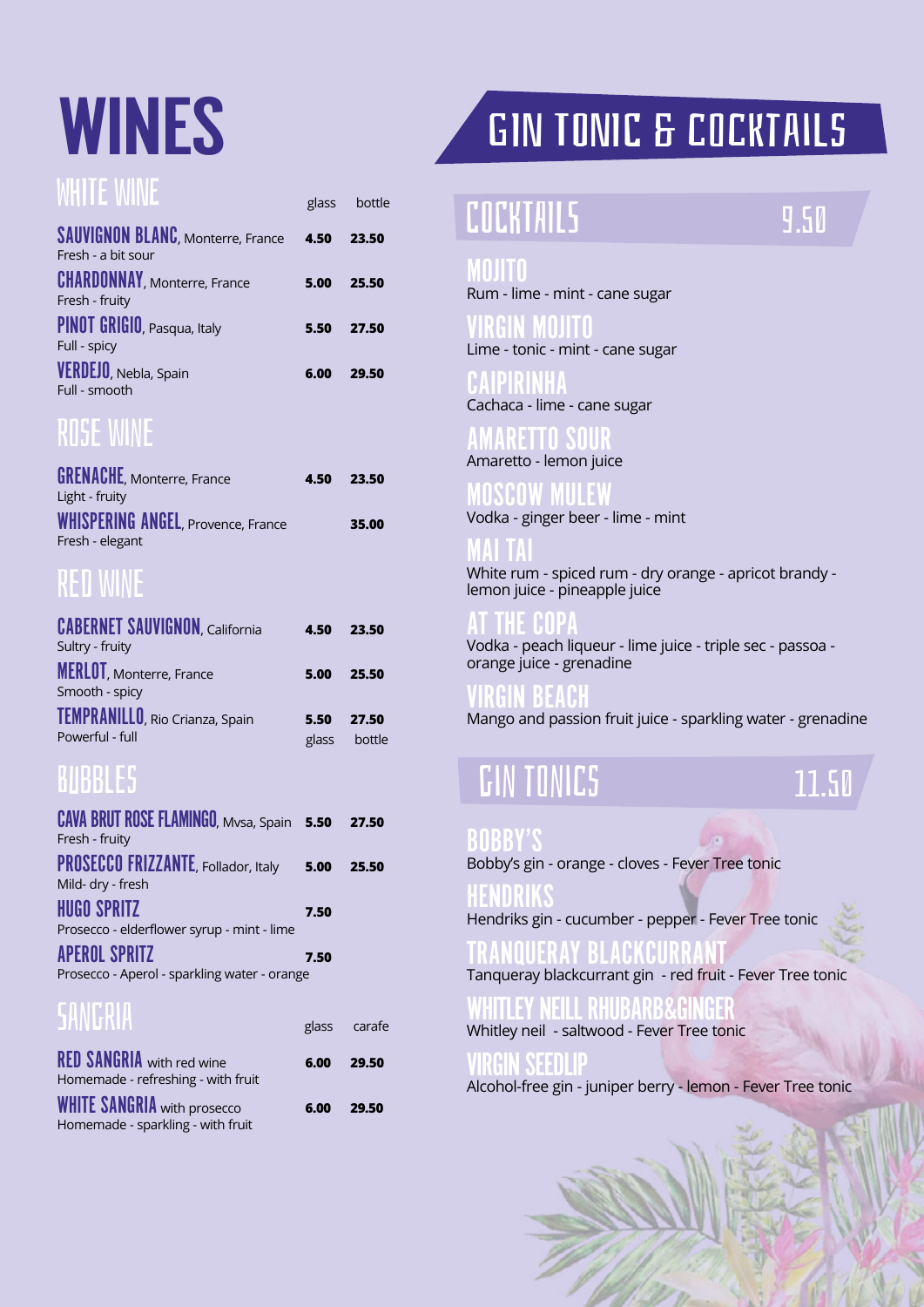# WINES

## WHITE WINE

| | glass | bottle |
|---|---|---|
| **SAUVIGNON BLANC**, Monterre, France<br>Fresh - a bit sour | **4.50** | **23.50** |
| **CHARDONNAY**, Monterre, France<br>Fresh - fruity | **5.00** | **25.50** |
| **PINOT GRIGIO**, Pasqua, Italy<br>Full - spicy | **5.50** | **27.50** |
| **VERDEJO**, Nebla, Spain<br>Full - smooth | **6.00** | **29.50** |

## ROSE WINE

| | glass | bottle |
|---|---|---|
| **GRENACHE**, Monterre, France<br>Light - fruity | **4.50** | **23.50** |
| **WHISPERING ANGEL**, Provence, France<br>Fresh - elegant | | **35.00** |

## RED WINE

| | glass | bottle |
|---|---|---|
| **CABERNET SAUVIGNON**, California<br>Sultry - fruity | **4.50** | **23.50** |
| **MERLOT**, Monterre, France<br>Smooth - spicy | **5.00** | **25.50** |
| **TEMPRANILLO**, Rio Crianza, Spain<br>Powerful - full | **5.50** | **27.50** |

## BUBBLES

| | glass | bottle |
|---|---|---|
| **CAVA BRUT ROSE FLAMINGO**, Mvsa, Spain<br>Fresh - fruity | **5.50** | **27.50** |
| **PROSECCO FRIZZANTE**, Follador, Italy<br>Mild- dry - fresh | **5.00** | **25.50** |
| **HUGO SPRITZ**<br>Prosecco - elderflower syrup - mint - lime | **7.50** | |
| **APEROL SPRITZ**<br>Prosecco - Aperol - sparkling water - orange | **7.50** | |

## SANGRIA

| | glass | carafe |
|---|---|---|
| **RED SANGRIA** with red wine<br>Homemade - refreshing - with fruit | **6.00** | **29.50** |
| **WHITE SANGRIA** with prosecco<br>Homemade - sparkling - with fruit | **6.00** | **29.50** |

# GIN TONIC & COCKTAILS

## COCKTAILS 9.50

**MOJITO**
Rum - lime - mint - cane sugar

**VIRGIN MOJITO**
Lime - tonic - mint - cane sugar

**CAIPIRINHA**
Cachaca - lime - cane sugar

**AMARETTO SOUR**
Amaretto - lemon juice

**MOSCOW MULEW**
Vodka - ginger beer - lime - mint

**MAI TAI**
White rum - spiced rum - dry orange - apricot brandy - lemon juice - pineapple juice

**AT THE COPA**
Vodka - peach liqueur - lime juice - triple sec - passoa - orange juice - grenadine

**VIRGIN BEACH**
Mango and passion fruit juice - sparkling water - grenadine

## GIN TONICS 11.50

**BOBBY'S**
Bobby's gin - orange - cloves - Fever Tree tonic

**HENDRIKS**
Hendriks gin - cucumber - pepper - Fever Tree tonic

**TRANQUERAY BLACKCURRANT**
Tanqueray blackcurrant gin - red fruit - Fever Tree tonic

**WHITLEY NEILL RHUBARB&GINGER**
Whitley neil - saltwood - Fever Tree tonic

**VIRGIN SEEDLIP**
Alcohol-free gin - juniper berry - lemon - Fever Tree tonic